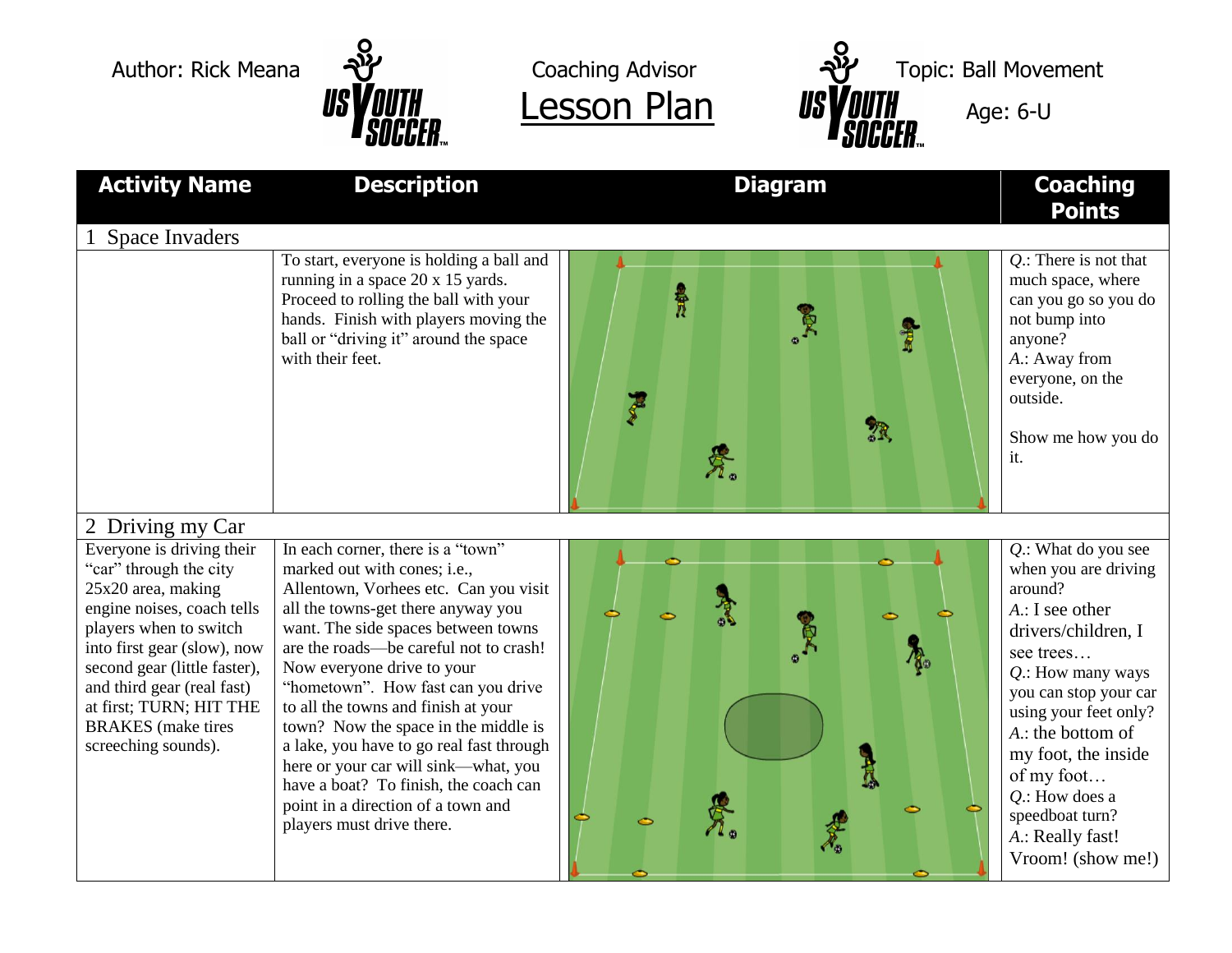Author: Rick Meana

Coaching Advisor

# Lesson Plan

Topic: Ball Movement

Age: 6-U

| Activity Name | Description | Diagram | Coaching Points |
|---|---|---|---|
| 1 Space Invaders | | | |
| | To start, everyone is holding a ball and running in a space 20 x 15 yards. Proceed to rolling the ball with your hands. Finish with players moving the ball or "driving it" around the space with their feet. | | *Q.*: There is not that much space, where can you go so you do not bump into anyone? *A.*: Away from everyone, on the outside. Show me how you do it. |
| 2 Driving my Car | | | |
| Everyone is driving their "car" through the city 25x20 area, making engine noises, coach tells players when to switch into first gear (slow), now second gear (little faster), and third gear (real fast) at first; TURN; HIT THE BRAKES (make tires screeching sounds). | In each corner, there is a "town" marked out with cones; i.e., Allentown, Vorhees etc. Can you visit all the towns-get there anyway you want. The side spaces between towns are the roads—be careful not to crash! Now everyone drive to your "hometown". How fast can you drive to all the towns and finish at your town? Now the space in the middle is a lake, you have to go real fast through here or your car will sink—what, you have a boat? To finish, the coach can point in a direction of a town and players must drive there. | | *Q.*: What do you see when you are driving around? *A.*: I see other drivers/children, I see trees… *Q.*: How many ways you can stop your car using your feet only? *A.*: the bottom of my foot, the inside of my foot… *Q.*: How does a speedboat turn? *A.*: Really fast! Vroom! (show me!) |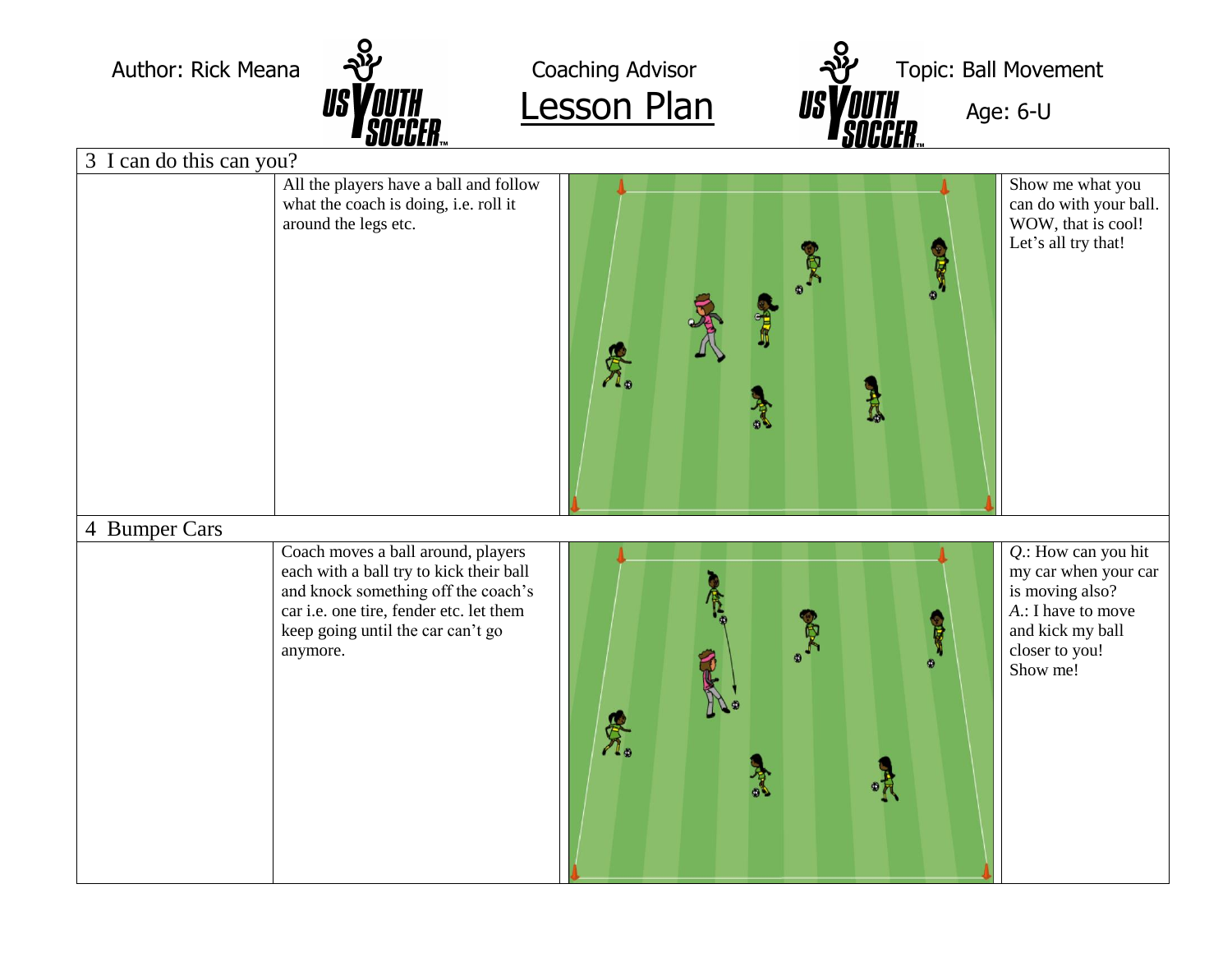Author: Rick Meana | Coaching Advisor **Lesson Plan** | Topic: Ball Movement | Age: 6-U

## 3 I can do this can you?

All the players have a ball and follow what the coach is doing, i.e. roll it around the legs etc.

Show me what you can do with your ball. WOW, that is cool! Let's all try that!

## 4 Bumper Cars

Coach moves a ball around, players each with a ball try to kick their ball and knock something off the coach's car i.e. one tire, fender etc. let them keep going until the car can't go anymore.

*Q.*: How can you hit my car when your car is moving also?
*A.*: I have to move and kick my ball closer to you! Show me!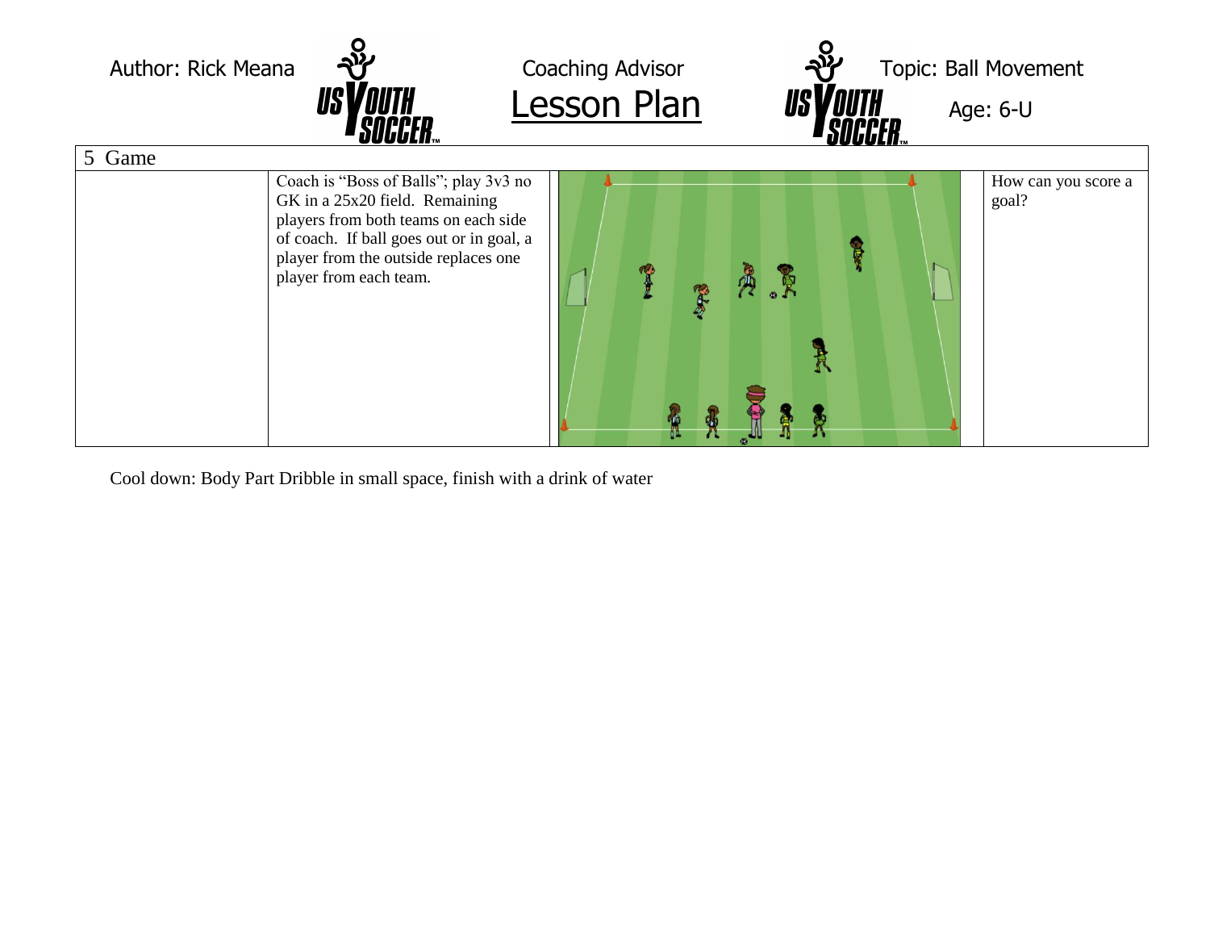Author: Rick Meana | Coaching Advisor **Lesson Plan** | Topic: Ball Movement | Age: 6-U

| 5 Game | | | |
| --- | --- | --- | --- |
| | Coach is "Boss of Balls"; play 3v3 no GK in a 25x20 field. Remaining players from both teams on each side of coach. If ball goes out or in goal, a player from the outside replaces one player from each team. | | How can you score a goal? |

Cool down: Body Part Dribble in small space, finish with a drink of water